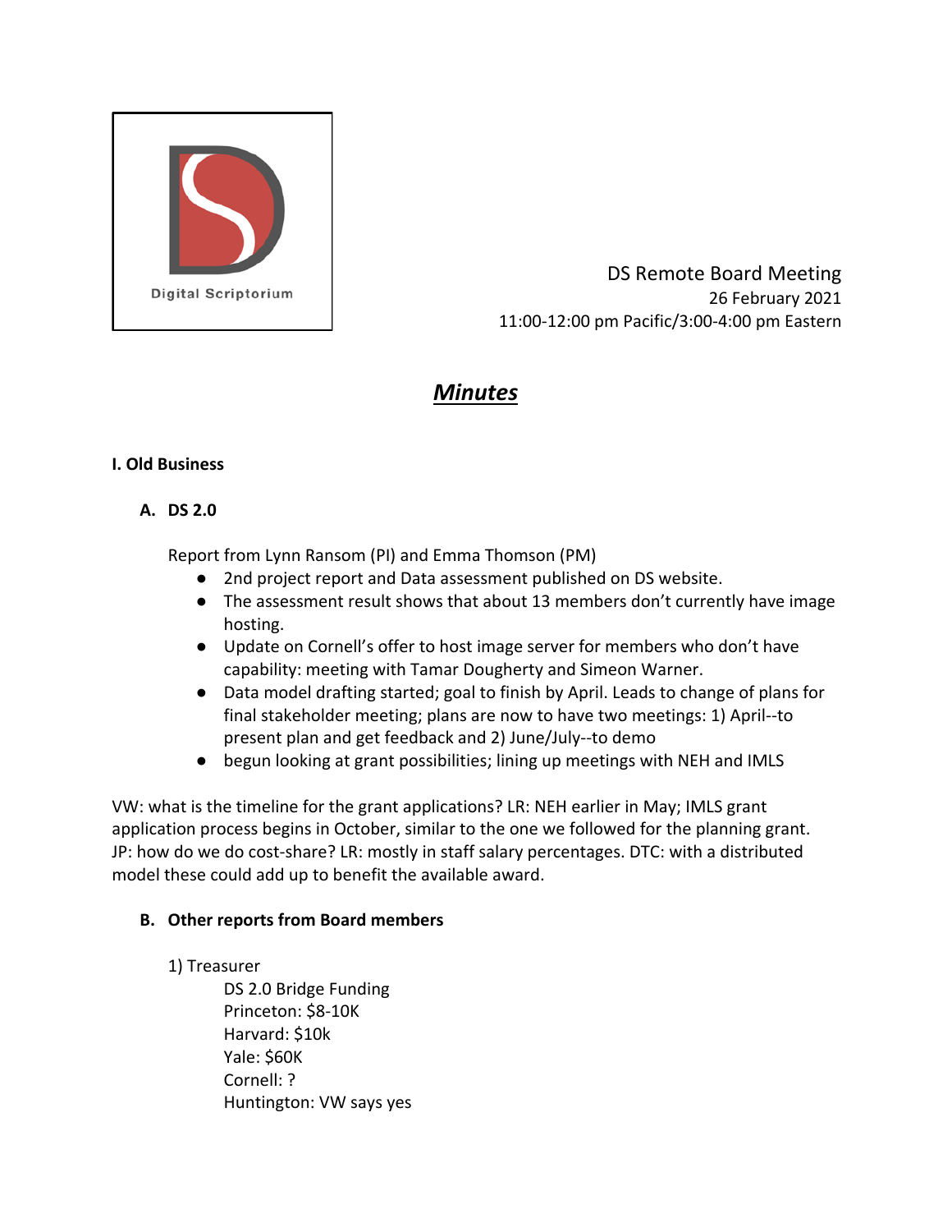Digital Scriptorium

DS Remote Board Meeting
26 February 2021
11:00-12:00 pm Pacific/3:00-4:00 pm Eastern

# *Minutes*

## I. Old Business

### A. DS 2.0

Report from Lynn Ransom (PI) and Emma Thomson (PM)

- 2nd project report and Data assessment published on DS website.
- The assessment result shows that about 13 members don't currently have image hosting.
- Update on Cornell's offer to host image server for members who don't have capability: meeting with Tamar Dougherty and Simeon Warner.
- Data model drafting started; goal to finish by April. Leads to change of plans for final stakeholder meeting; plans are now to have two meetings: 1) April--to present plan and get feedback and 2) June/July--to demo
- begun looking at grant possibilities; lining up meetings with NEH and IMLS

VW: what is the timeline for the grant applications? LR: NEH earlier in May; IMLS grant application process begins in October, similar to the one we followed for the planning grant. JP: how do we do cost-share? LR: mostly in staff salary percentages. DTC: with a distributed model these could add up to benefit the available award.

### B. Other reports from Board members

1) Treasurer

DS 2.0 Bridge Funding
Princeton: $8-10K
Harvard: $10k
Yale: $60K
Cornell: ?
Huntington: VW says yes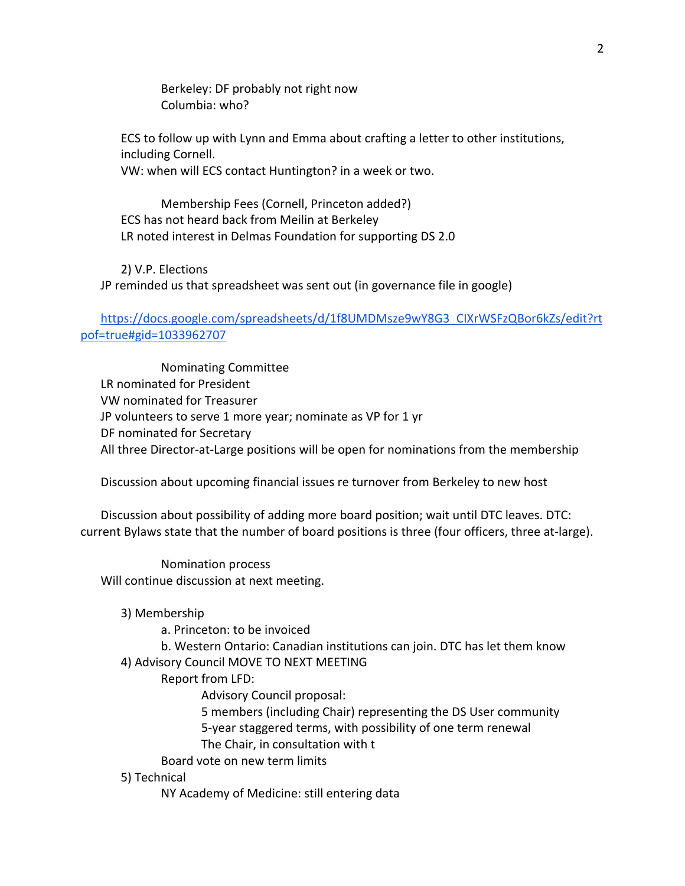Berkeley: DF probably not right now
Columbia: who?

ECS to follow up with Lynn and Emma about crafting a letter to other institutions, including Cornell.
VW: when will ECS contact Huntington? in a week or two.

Membership Fees (Cornell, Princeton added?)
ECS has not heard back from Meilin at Berkeley
LR noted interest in Delmas Foundation for supporting DS 2.0

2) V.P. Elections
JP reminded us that spreadsheet was sent out (in governance file in google)

https://docs.google.com/spreadsheets/d/1f8UMDMsze9wY8G3_CIXrWSFzQBor6kZs/edit?rtpof=true#gid=1033962707

Nominating Committee
LR nominated for President
VW nominated for Treasurer
JP volunteers to serve 1 more year; nominate as VP for 1 yr
DF nominated for Secretary
All three Director-at-Large positions will be open for nominations from the membership

Discussion about upcoming financial issues re turnover from Berkeley to new host

Discussion about possibility of adding more board position; wait until DTC leaves. DTC: current Bylaws state that the number of board positions is three (four officers, three at-large).

Nomination process
Will continue discussion at next meeting.

3) Membership
   a. Princeton: to be invoiced
   b. Western Ontario: Canadian institutions can join. DTC has let them know
4) Advisory Council MOVE TO NEXT MEETING
   Report from LFD:
      Advisory Council proposal:
      5 members (including Chair) representing the DS User community
      5-year staggered terms, with possibility of one term renewal
      The Chair, in consultation with t
   Board vote on new term limits
5) Technical
   NY Academy of Medicine: still entering data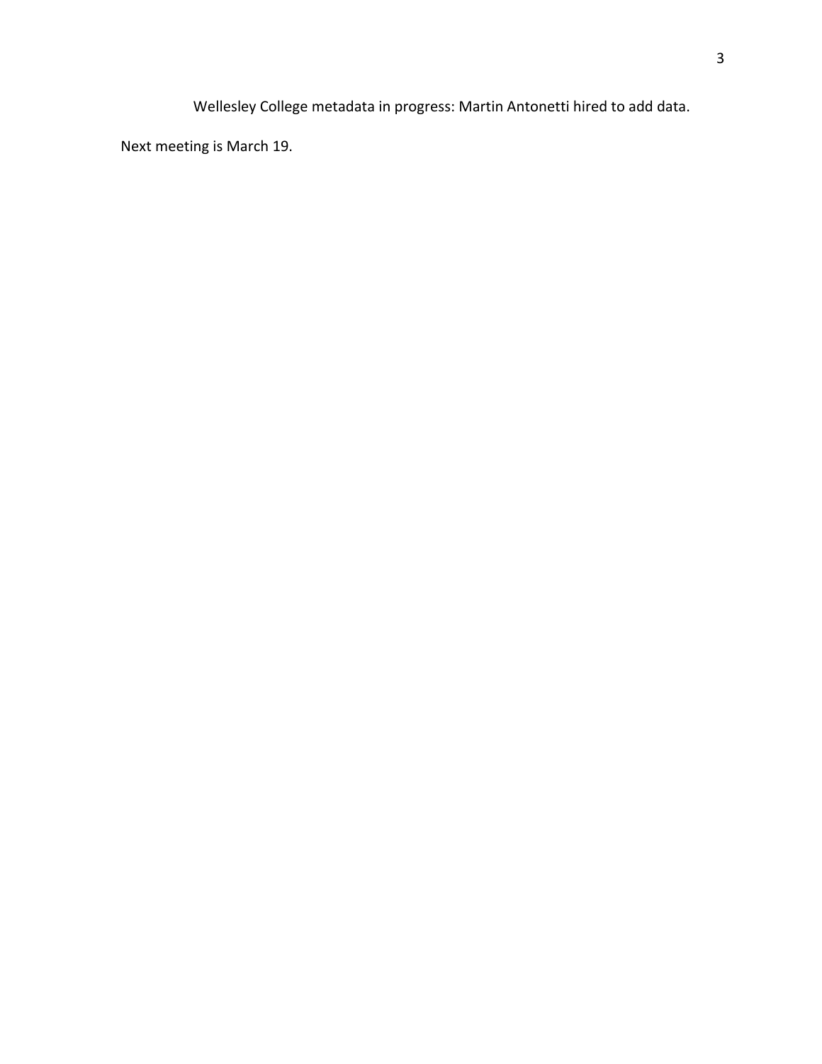Wellesley College metadata in progress: Martin Antonetti hired to add data.

Next meeting is March 19.